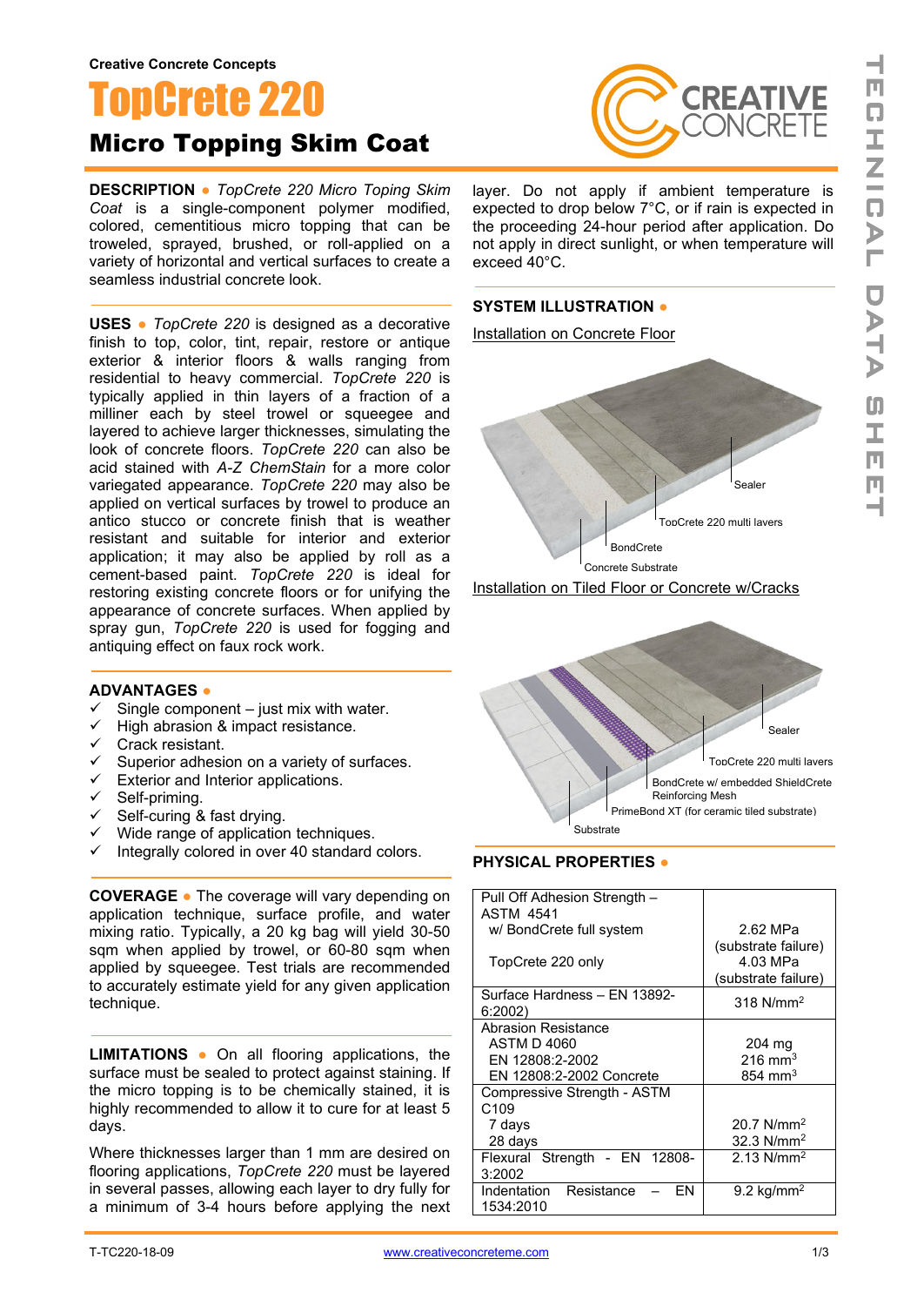Creative Concrete Concepts

# TopCrete 220

## Micro Topping Skim Coat

**DESCRIPTION** ● *TopCrete 220 Micro Toping Skim Coat* is a single-component polymer modified, colored, cementitious micro topping that can be troweled, sprayed, brushed, or roll-applied on a variety of horizontal and vertical surfaces to create a seamless industrial concrete look.

**USES** ● *TopCrete 220* is designed as a decorative finish to top, color, tint, repair, restore or antique exterior & interior floors & walls ranging from residential to heavy commercial. *TopCrete 220* is typically applied in thin layers of a fraction of a milliner each by steel trowel or squeegee and layered to achieve larger thicknesses, simulating the look of concrete floors. *TopCrete 220* can also be acid stained with *A-Z ChemStain* for a more color variegated appearance. *TopCrete 220* may also be applied on vertical surfaces by trowel to produce an antico stucco or concrete finish that is weather resistant and suitable for interior and exterior application; it may also be applied by roll as a cement-based paint. *TopCrete 220* is ideal for restoring existing concrete floors or for unifying the appearance of concrete surfaces. When applied by spray gun, *TopCrete 220* is used for fogging and antiquing effect on faux rock work.

**ADVANTAGES** ●

- ✓ Single component – just mix with water.
- ✓ High abrasion & impact resistance.
- ✓ Crack resistant.
- ✓ Superior adhesion on a variety of surfaces.
- ✓ Exterior and Interior applications.
- ✓ Self-priming.
- ✓ Self-curing & fast drying.
- ✓ Wide range of application techniques.
- ✓ Integrally colored in over 40 standard colors.

**COVERAGE** ● The coverage will vary depending on application technique, surface profile, and water mixing ratio. Typically, a 20 kg bag will yield 30-50 sqm when applied by trowel, or 60-80 sqm when applied by squeegee. Test trials are recommended to accurately estimate yield for any given application technique.

**LIMITATIONS** ● On all flooring applications, the surface must be sealed to protect against staining. If the micro topping is to be chemically stained, it is highly recommended to allow it to cure for at least 5 days.

Where thicknesses larger than 1 mm are desired on flooring applications, *TopCrete 220* must be layered in several passes, allowing each layer to dry fully for a minimum of 3-4 hours before applying the next layer. Do not apply if ambient temperature is expected to drop below 7°C, or if rain is expected in the proceeding 24-hour period after application. Do not apply in direct sunlight, or when temperature will exceed 40°C.

**SYSTEM ILLUSTRATION** ●

Installation on Concrete Floor

Sealer
TopCrete 220 multi layers
BondCrete
Concrete Substrate

Installation on Tiled Floor or Concrete w/Cracks

Sealer
TopCrete 220 multi layers
BondCrete w/ embedded ShieldCrete Reinforcing Mesh
PrimeBond XT (for ceramic tiled substrate)
Substrate

**PHYSICAL PROPERTIES** ●

| Property | Value |
|---|---|
| Pull Off Adhesion Strength – ASTM 4541<br>w/ BondCrete full system<br>TopCrete 220 only | 2.62 MPa (substrate failure)<br>4.03 MPa (substrate failure) |
| Surface Hardness – EN 13892-6:2002) | 318 N/mm$^2$ |
| Abrasion Resistance<br>ASTM D 4060<br>EN 12808:2-2002<br>EN 12808:2-2002 Concrete | <br>204 mg<br>216 mm$^3$<br>854 mm$^3$ |
| Compressive Strength - ASTM C109<br>7 days<br>28 days | <br>20.7 N/mm$^2$<br>32.3 N/mm$^2$ |
| Flexural Strength - EN 12808-3:2002 | 2.13 N/mm$^2$ |
| Indentation Resistance – EN 1534:2010 | 9.2 kg/mm$^2$ |

T-TC220-18-09 www.creativeconcreteme.com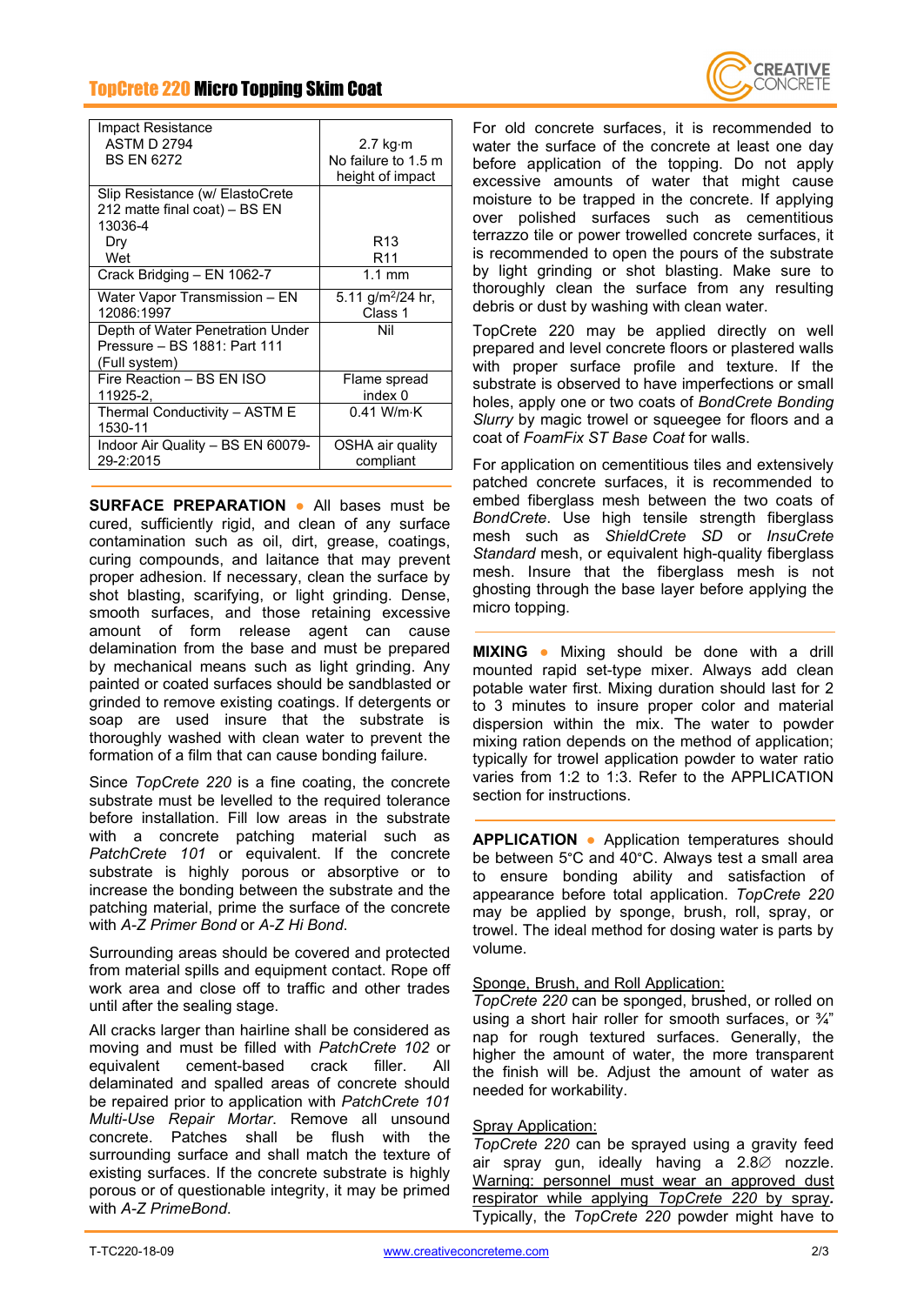| Property | Value |
|---|---|
| Impact Resistance<br>ASTM D 2794<br>BS EN 6272 | 2.7 kg·m<br>No failure to 1.5 m height of impact |
| Slip Resistance (w/ ElastoCrete 212 matte final coat) – BS EN 13036-4<br>Dry<br>Wet | <br><br>R13<br>R11 |
| Crack Bridging – EN 1062-7 | 1.1 mm |
| Water Vapor Transmission – EN 12086:1997 | 5.11 g/m²/24 hr, Class 1 |
| Depth of Water Penetration Under Pressure – BS 1881: Part 111 (Full system) | Nil |
| Fire Reaction – BS EN ISO 11925-2, | Flame spread index 0 |
| Thermal Conductivity – ASTM E 1530-11 | 0.41 W/m·K |
| Indoor Air Quality – BS EN 60079-29-2:2015 | OSHA air quality compliant |

**SURFACE PREPARATION** ● All bases must be cured, sufficiently rigid, and clean of any surface contamination such as oil, dirt, grease, coatings, curing compounds, and laitance that may prevent proper adhesion. If necessary, clean the surface by shot blasting, scarifying, or light grinding. Dense, smooth surfaces, and those retaining excessive amount of form release agent can cause delamination from the base and must be prepared by mechanical means such as light grinding. Any painted or coated surfaces should be sandblasted or grinded to remove existing coatings. If detergents or soap are used insure that the substrate is thoroughly washed with clean water to prevent the formation of a film that can cause bonding failure.

Since *TopCrete 220* is a fine coating, the concrete substrate must be levelled to the required tolerance before installation. Fill low areas in the substrate with a concrete patching material such as *PatchCrete 101* or equivalent. If the concrete substrate is highly porous or absorptive or to increase the bonding between the substrate and the patching material, prime the surface of the concrete with *A-Z Primer Bond* or *A-Z Hi Bond*.

Surrounding areas should be covered and protected from material spills and equipment contact. Rope off work area and close off to traffic and other trades until after the sealing stage.

All cracks larger than hairline shall be considered as moving and must be filled with *PatchCrete 102* or equivalent cement-based crack filler. All delaminated and spalled areas of concrete should be repaired prior to application with *PatchCrete 101 Multi-Use Repair Mortar*. Remove all unsound concrete. Patches shall be flush with the surrounding surface and shall match the texture of existing surfaces. If the concrete substrate is highly porous or of questionable integrity, it may be primed with *A-Z PrimeBond*.

For old concrete surfaces, it is recommended to water the surface of the concrete at least one day before application of the topping. Do not apply excessive amounts of water that might cause moisture to be trapped in the concrete. If applying over polished surfaces such as cementitious terrazzo tile or power trowelled concrete surfaces, it is recommended to open the pours of the substrate by light grinding or shot blasting. Make sure to thoroughly clean the surface from any resulting debris or dust by washing with clean water.

TopCrete 220 may be applied directly on well prepared and level concrete floors or plastered walls with proper surface profile and texture. If the substrate is observed to have imperfections or small holes, apply one or two coats of *BondCrete Bonding Slurry* by magic trowel or squeegee for floors and a coat of *FoamFix ST Base Coat* for walls.

For application on cementitious tiles and extensively patched concrete surfaces, it is recommended to embed fiberglass mesh between the two coats of *BondCrete*. Use high tensile strength fiberglass mesh such as *ShieldCrete SD* or *InsuCrete Standard* mesh, or equivalent high-quality fiberglass mesh. Insure that the fiberglass mesh is not ghosting through the base layer before applying the micro topping.

**MIXING** ● Mixing should be done with a drill mounted rapid set-type mixer. Always add clean potable water first. Mixing duration should last for 2 to 3 minutes to insure proper color and material dispersion within the mix. The water to powder mixing ration depends on the method of application; typically for trowel application powder to water ratio varies from 1:2 to 1:3. Refer to the APPLICATION section for instructions.

**APPLICATION** ● Application temperatures should be between 5°C and 40°C. Always test a small area to ensure bonding ability and satisfaction of appearance before total application. *TopCrete 220* may be applied by sponge, brush, roll, spray, or trowel. The ideal method for dosing water is parts by volume.

Sponge, Brush, and Roll Application:
*TopCrete 220* can be sponged, brushed, or rolled on using a short hair roller for smooth surfaces, or ¾" nap for rough textured surfaces. Generally, the higher the amount of water, the more transparent the finish will be. Adjust the amount of water as needed for workability.

Spray Application:
*TopCrete 220* can be sprayed using a gravity feed air spray gun, ideally having a 2.8∅ nozzle. Warning: personnel must wear an approved dust respirator while applying *TopCrete 220* by spray**.** Typically, the *TopCrete 220* powder might have to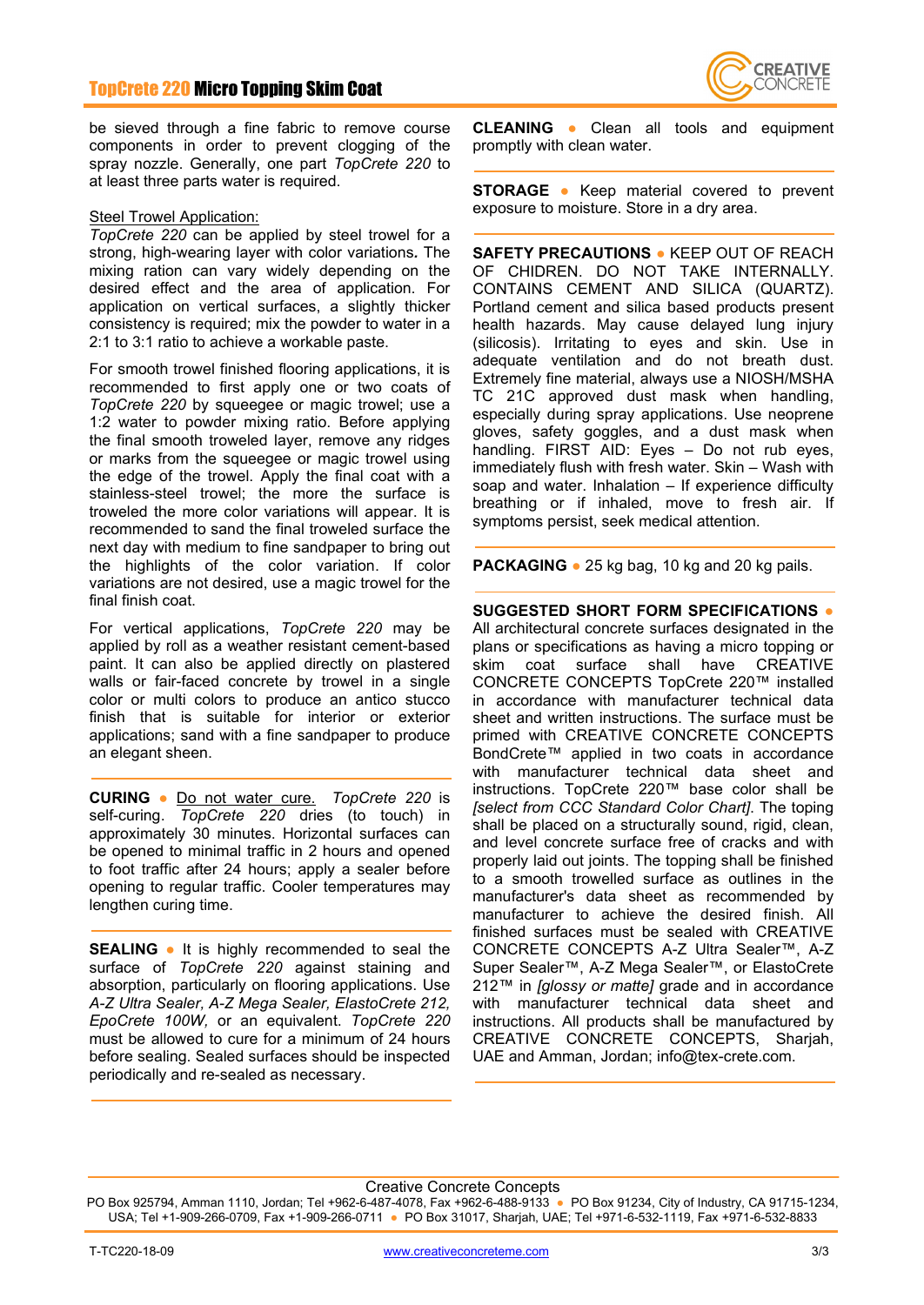be sieved through a fine fabric to remove course components in order to prevent clogging of the spray nozzle. Generally, one part *TopCrete 220* to at least three parts water is required.

Steel Trowel Application:
*TopCrete 220* can be applied by steel trowel for a strong, high-wearing layer with color variations. The mixing ration can vary widely depending on the desired effect and the area of application. For application on vertical surfaces, a slightly thicker consistency is required; mix the powder to water in a 2:1 to 3:1 ratio to achieve a workable paste.

For smooth trowel finished flooring applications, it is recommended to first apply one or two coats of *TopCrete 220* by squeegee or magic trowel; use a 1:2 water to powder mixing ratio. Before applying the final smooth troweled layer, remove any ridges or marks from the squeegee or magic trowel using the edge of the trowel. Apply the final coat with a stainless-steel trowel; the more the surface is troweled the more color variations will appear. It is recommended to sand the final troweled surface the next day with medium to fine sandpaper to bring out the highlights of the color variation. If color variations are not desired, use a magic trowel for the final finish coat.

For vertical applications, *TopCrete 220* may be applied by roll as a weather resistant cement-based paint. It can also be applied directly on plastered walls or fair-faced concrete by trowel in a single color or multi colors to produce an antico stucco finish that is suitable for interior or exterior applications; sand with a fine sandpaper to produce an elegant sheen.

**CURING** ● Do not water cure. *TopCrete 220* is self-curing. *TopCrete 220* dries (to touch) in approximately 30 minutes. Horizontal surfaces can be opened to minimal traffic in 2 hours and opened to foot traffic after 24 hours; apply a sealer before opening to regular traffic. Cooler temperatures may lengthen curing time.

**SEALING** ● It is highly recommended to seal the surface of *TopCrete 220* against staining and absorption, particularly on flooring applications. Use *A-Z Ultra Sealer, A-Z Mega Sealer, ElastoCrete 212, EpoCrete 100W,* or an equivalent. *TopCrete 220* must be allowed to cure for a minimum of 24 hours before sealing. Sealed surfaces should be inspected periodically and re-sealed as necessary.

**CLEANING** ● Clean all tools and equipment promptly with clean water.

**STORAGE** ● Keep material covered to prevent exposure to moisture. Store in a dry area.

**SAFETY PRECAUTIONS** ● KEEP OUT OF REACH OF CHIDREN. DO NOT TAKE INTERNALLY. CONTAINS CEMENT AND SILICA (QUARTZ). Portland cement and silica based products present health hazards. May cause delayed lung injury (silicosis). Irritating to eyes and skin. Use in adequate ventilation and do not breath dust. Extremely fine material, always use a NIOSH/MSHA TC 21C approved dust mask when handling, especially during spray applications. Use neoprene gloves, safety goggles, and a dust mask when handling. FIRST AID: Eyes – Do not rub eyes, immediately flush with fresh water. Skin – Wash with soap and water. Inhalation – If experience difficulty breathing or if inhaled, move to fresh air. If symptoms persist, seek medical attention.

**PACKAGING** ● 25 kg bag, 10 kg and 20 kg pails.

**SUGGESTED SHORT FORM SPECIFICATIONS** ● All architectural concrete surfaces designated in the plans or specifications as having a micro topping or skim coat surface shall have CREATIVE CONCRETE CONCEPTS TopCrete 220™ installed in accordance with manufacturer technical data sheet and written instructions. The surface must be primed with CREATIVE CONCRETE CONCEPTS BondCrete™ applied in two coats in accordance with manufacturer technical data sheet and instructions. TopCrete 220™ base color shall be *[select from CCC Standard Color Chart]*. The topping shall be placed on a structurally sound, rigid, clean, and level concrete surface free of cracks and with properly laid out joints. The topping shall be finished to a smooth trowelled surface as outlines in the manufacturer's data sheet as recommended by manufacturer to achieve the desired finish. All finished surfaces must be sealed with CREATIVE CONCRETE CONCEPTS A-Z Ultra Sealer™, A-Z Super Sealer™, A-Z Mega Sealer™, or ElastoCrete 212™ in *[glossy or matte]* grade and in accordance with manufacturer technical data sheet and instructions. All products shall be manufactured by CREATIVE CONCRETE CONCEPTS, Sharjah, UAE and Amman, Jordan; info@tex-crete.com.